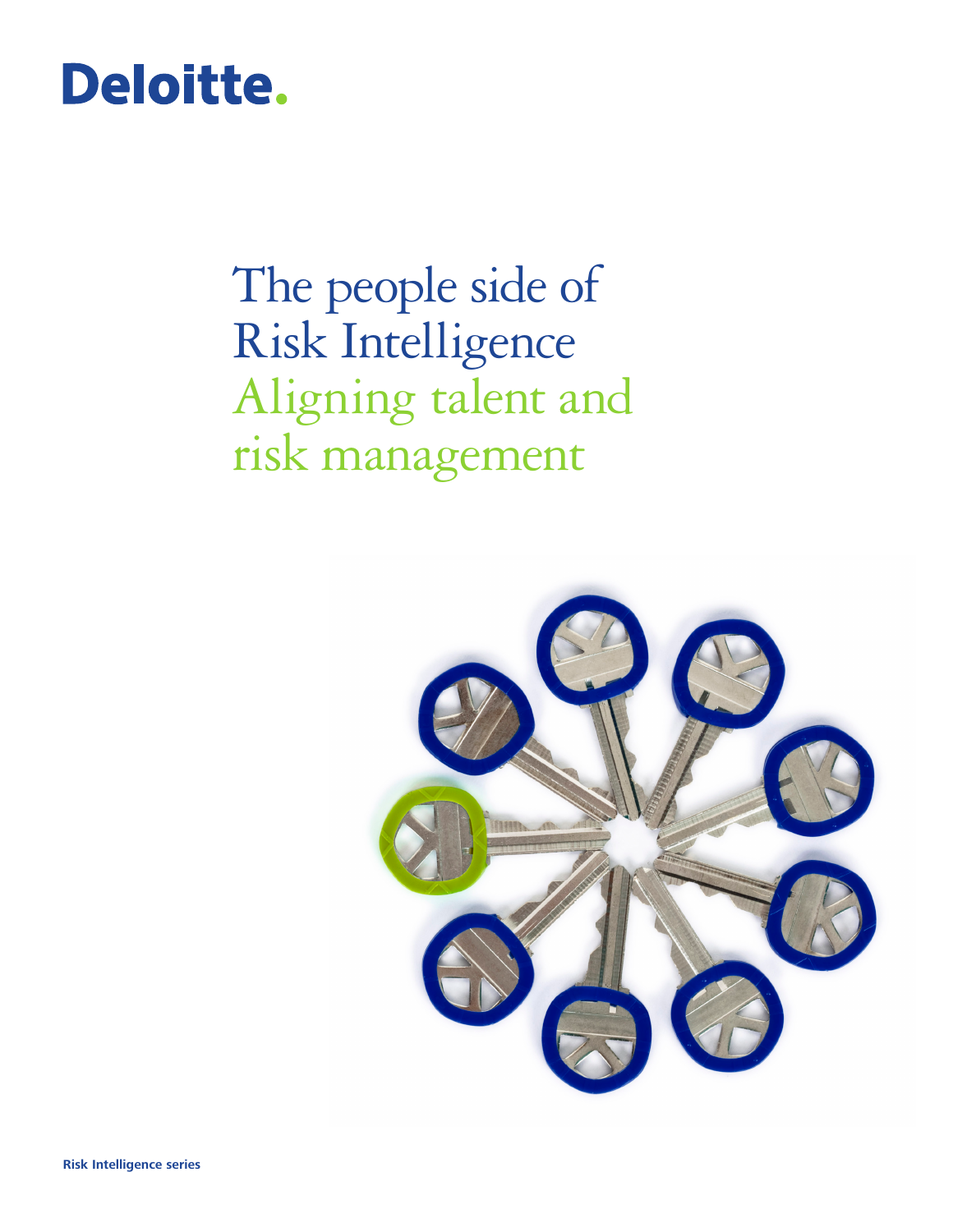Deloitte.

# The people side of Risk Intelligence
## Aligning talent and risk management

**Risk Intelligence series**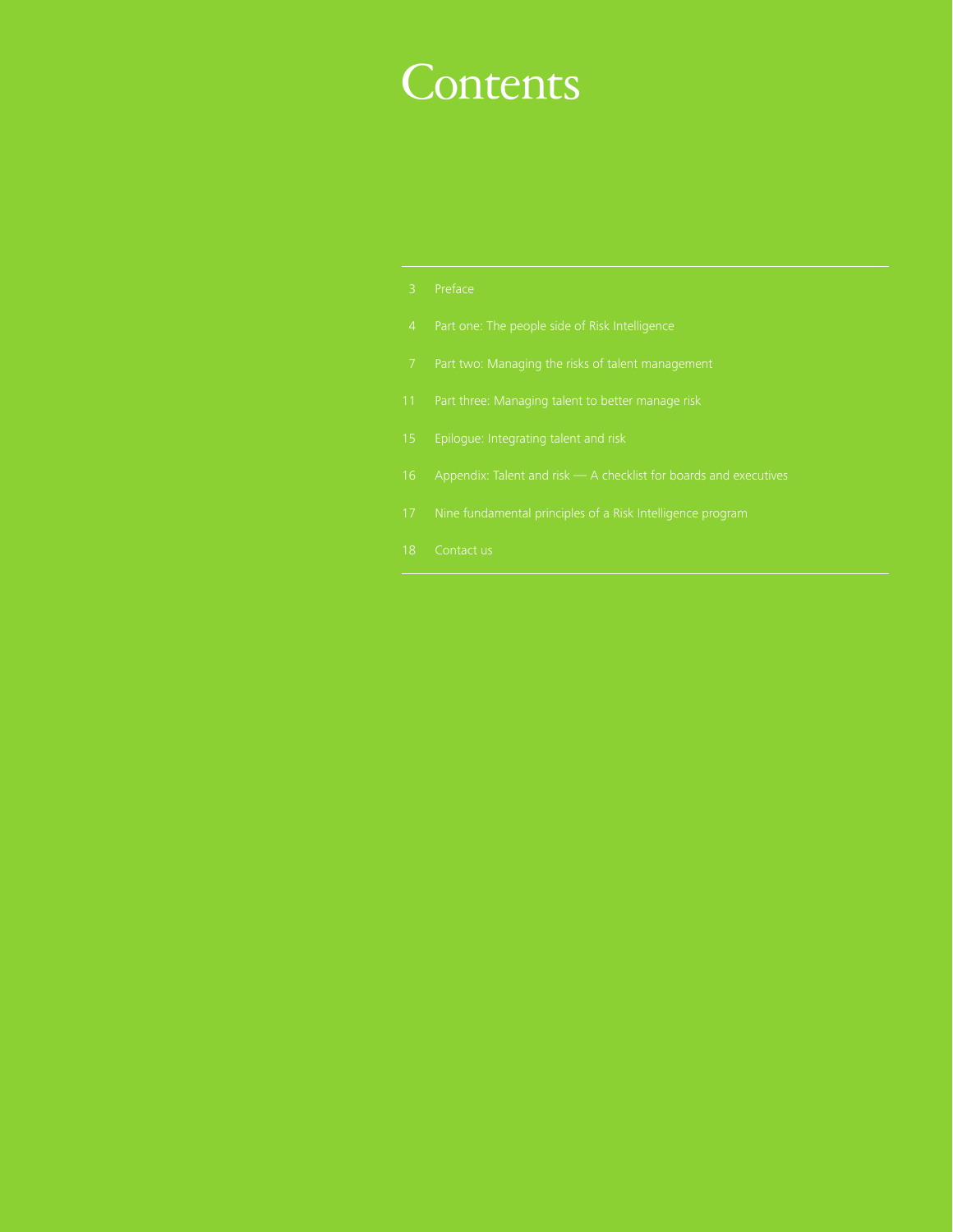# Contents

- 3 Preface
- 4 Part one: The people side of Risk Intelligence
- 7 Part two: Managing the risks of talent management
- 11 Part three: Managing talent to better manage risk
- 15 Epilogue: Integrating talent and risk
- 16 Appendix: Talent and risk — A checklist for boards and executives
- 17 Nine fundamental principles of a Risk Intelligence program
- 18 Contact us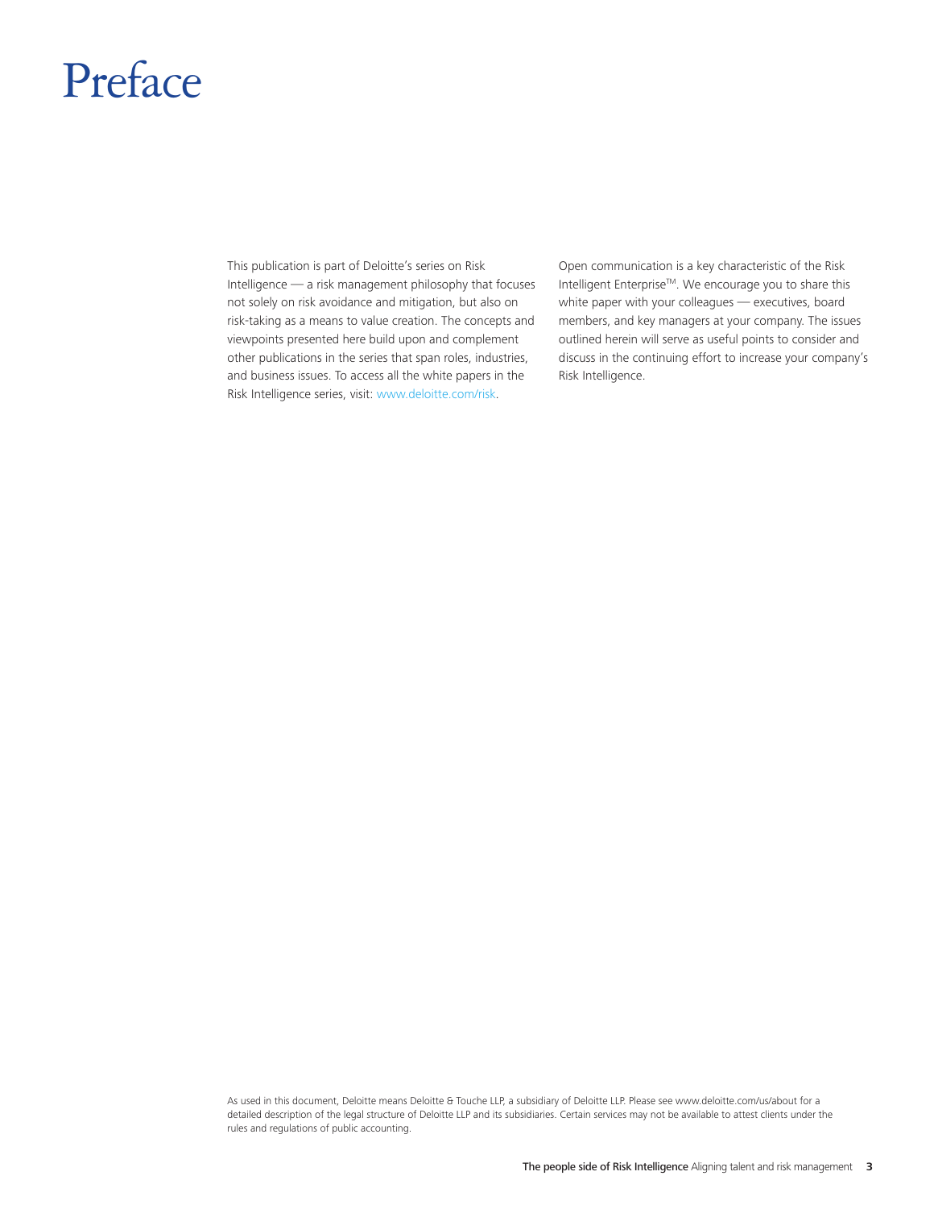# Preface

This publication is part of Deloitte's series on Risk Intelligence — a risk management philosophy that focuses not solely on risk avoidance and mitigation, but also on risk-taking as a means to value creation. The concepts and viewpoints presented here build upon and complement other publications in the series that span roles, industries, and business issues. To access all the white papers in the Risk Intelligence series, visit: www.deloitte.com/risk.

Open communication is a key characteristic of the Risk Intelligent Enterprise™. We encourage you to share this white paper with your colleagues — executives, board members, and key managers at your company. The issues outlined herein will serve as useful points to consider and discuss in the continuing effort to increase your company's Risk Intelligence.

As used in this document, Deloitte means Deloitte & Touche LLP, a subsidiary of Deloitte LLP. Please see www.deloitte.com/us/about for a detailed description of the legal structure of Deloitte LLP and its subsidiaries. Certain services may not be available to attest clients under the rules and regulations of public accounting.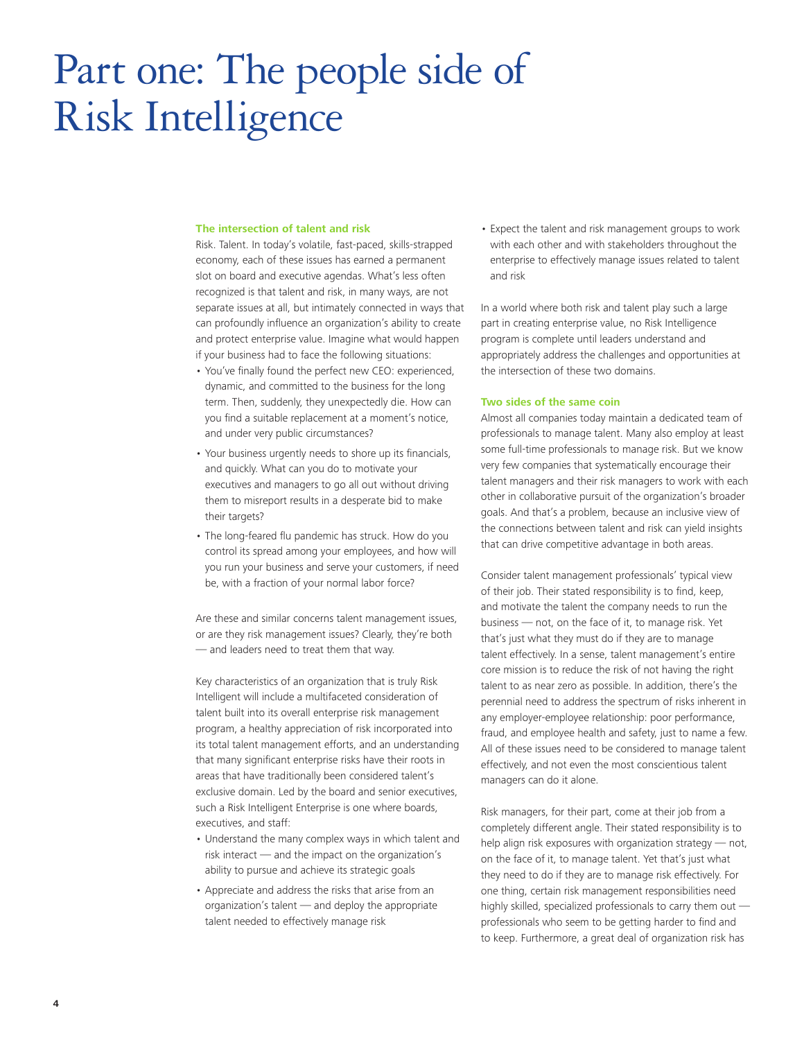# Part one: The people side of Risk Intelligence

### The intersection of talent and risk

Risk. Talent. In today's volatile, fast-paced, skills-strapped economy, each of these issues has earned a permanent slot on board and executive agendas. What's less often recognized is that talent and risk, in many ways, are not separate issues at all, but intimately connected in ways that can profoundly influence an organization's ability to create and protect enterprise value. Imagine what would happen if your business had to face the following situations:

- You've finally found the perfect new CEO: experienced, dynamic, and committed to the business for the long term. Then, suddenly, they unexpectedly die. How can you find a suitable replacement at a moment's notice, and under very public circumstances?
- Your business urgently needs to shore up its financials, and quickly. What can you do to motivate your executives and managers to go all out without driving them to misreport results in a desperate bid to make their targets?
- The long-feared flu pandemic has struck. How do you control its spread among your employees, and how will you run your business and serve your customers, if need be, with a fraction of your normal labor force?

Are these and similar concerns talent management issues, or are they risk management issues? Clearly, they're both — and leaders need to treat them that way.

Key characteristics of an organization that is truly Risk Intelligent will include a multifaceted consideration of talent built into its overall enterprise risk management program, a healthy appreciation of risk incorporated into its total talent management efforts, and an understanding that many significant enterprise risks have their roots in areas that have traditionally been considered talent's exclusive domain. Led by the board and senior executives, such a Risk Intelligent Enterprise is one where boards, executives, and staff:

- Understand the many complex ways in which talent and risk interact — and the impact on the organization's ability to pursue and achieve its strategic goals
- Appreciate and address the risks that arise from an organization's talent — and deploy the appropriate talent needed to effectively manage risk
- Expect the talent and risk management groups to work with each other and with stakeholders throughout the enterprise to effectively manage issues related to talent and risk

In a world where both risk and talent play such a large part in creating enterprise value, no Risk Intelligence program is complete until leaders understand and appropriately address the challenges and opportunities at the intersection of these two domains.

### Two sides of the same coin

Almost all companies today maintain a dedicated team of professionals to manage talent. Many also employ at least some full-time professionals to manage risk. But we know very few companies that systematically encourage their talent managers and their risk managers to work with each other in collaborative pursuit of the organization's broader goals. And that's a problem, because an inclusive view of the connections between talent and risk can yield insights that can drive competitive advantage in both areas.

Consider talent management professionals' typical view of their job. Their stated responsibility is to find, keep, and motivate the talent the company needs to run the business — not, on the face of it, to manage risk. Yet that's just what they must do if they are to manage talent effectively. In a sense, talent management's entire core mission is to reduce the risk of not having the right talent to as near zero as possible. In addition, there's the perennial need to address the spectrum of risks inherent in any employer-employee relationship: poor performance, fraud, and employee health and safety, just to name a few. All of these issues need to be considered to manage talent effectively, and not even the most conscientious talent managers can do it alone.

Risk managers, for their part, come at their job from a completely different angle. Their stated responsibility is to help align risk exposures with organization strategy — not, on the face of it, to manage talent. Yet that's just what they need to do if they are to manage risk effectively. For one thing, certain risk management responsibilities need highly skilled, specialized professionals to carry them out — professionals who seem to be getting harder to find and to keep. Furthermore, a great deal of organization risk has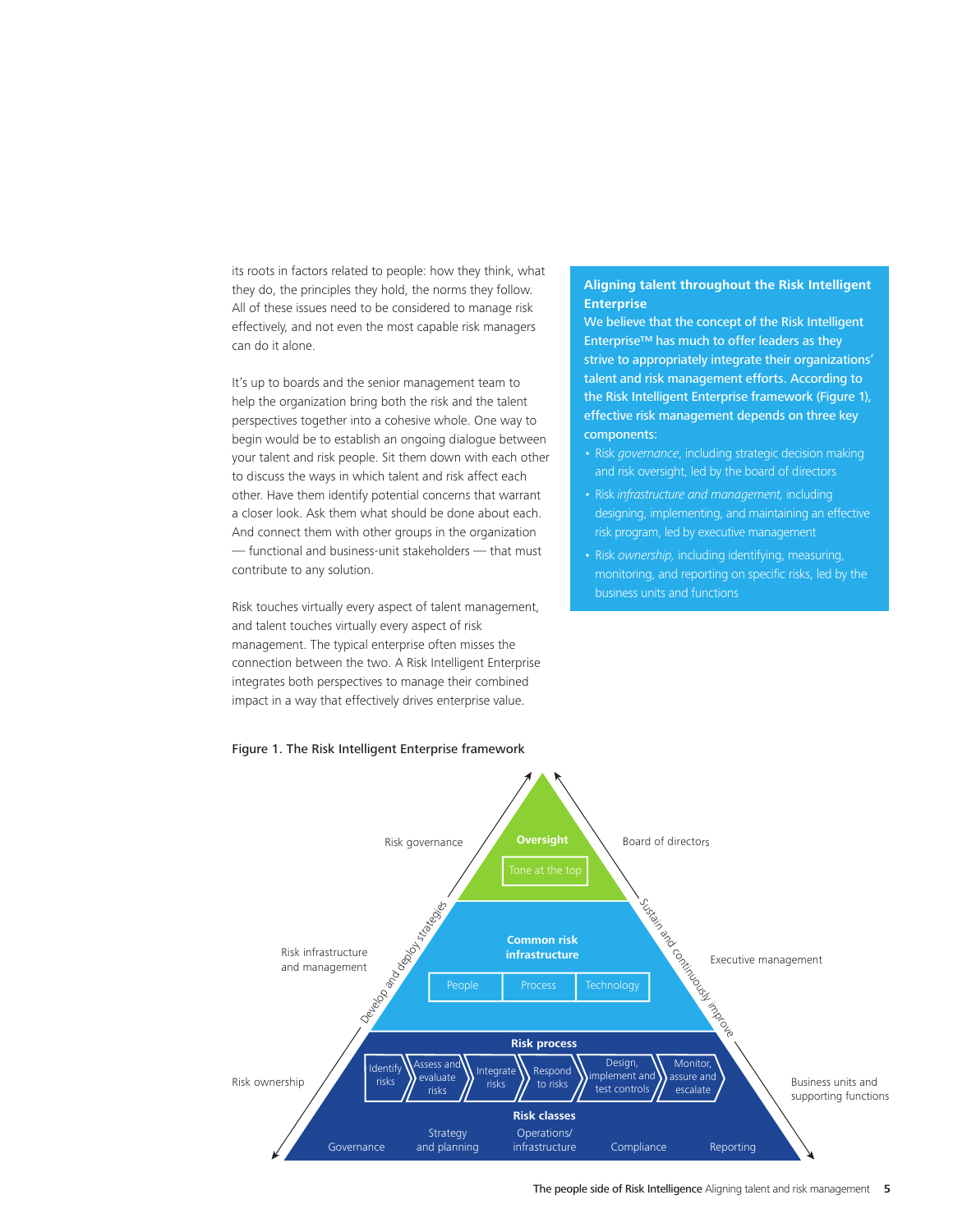its roots in factors related to people: how they think, what they do, the principles they hold, the norms they follow. All of these issues need to be considered to manage risk effectively, and not even the most capable risk managers can do it alone.

It's up to boards and the senior management team to help the organization bring both the risk and the talent perspectives together into a cohesive whole. One way to begin would be to establish an ongoing dialogue between your talent and risk people. Sit them down with each other to discuss the ways in which talent and risk affect each other. Have them identify potential concerns that warrant a closer look. Ask them what should be done about each. And connect them with other groups in the organization — functional and business-unit stakeholders — that must contribute to any solution.

Risk touches virtually every aspect of talent management, and talent touches virtually every aspect of risk management. The typical enterprise often misses the connection between the two. A Risk Intelligent Enterprise integrates both perspectives to manage their combined impact in a way that effectively drives enterprise value.

**Aligning talent throughout the Risk Intelligent Enterprise**

**We believe that the concept of the Risk Intelligent Enterprise™ has much to offer leaders as they strive to appropriately integrate their organizations' talent and risk management efforts. According to the Risk Intelligent Enterprise framework (Figure 1), effective risk management depends on three key components:**

- Risk *governance*, including strategic decision making and risk oversight, led by the board of directors
- Risk *infrastructure and management*, including designing, implementing, and maintaining an effective risk program, led by executive management
- Risk *ownership*, including identifying, measuring, monitoring, and reporting on specific risks, led by the business units and functions

Figure 1. The Risk Intelligent Enterprise framework

| Level | Pyramid content | Led by |
|---|---|---|
| Risk governance | **Oversight**: Tone at the top | Board of directors |
| Risk infrastructure and management | **Common risk infrastructure**: People, Process, Technology | Executive management |
| Risk ownership | **Risk process**: Identify risks → Assess and evaluate risks → Integrate risks → Respond to risks → Design, implement and test controls → Monitor, assure and escalate<br>**Risk classes**: Governance, Strategy and planning, Operations/infrastructure, Compliance, Reporting | Business units and supporting functions |

Arrows: Develop and deploy strategies (upward, left side); Sustain and continuously improve (downward, right side)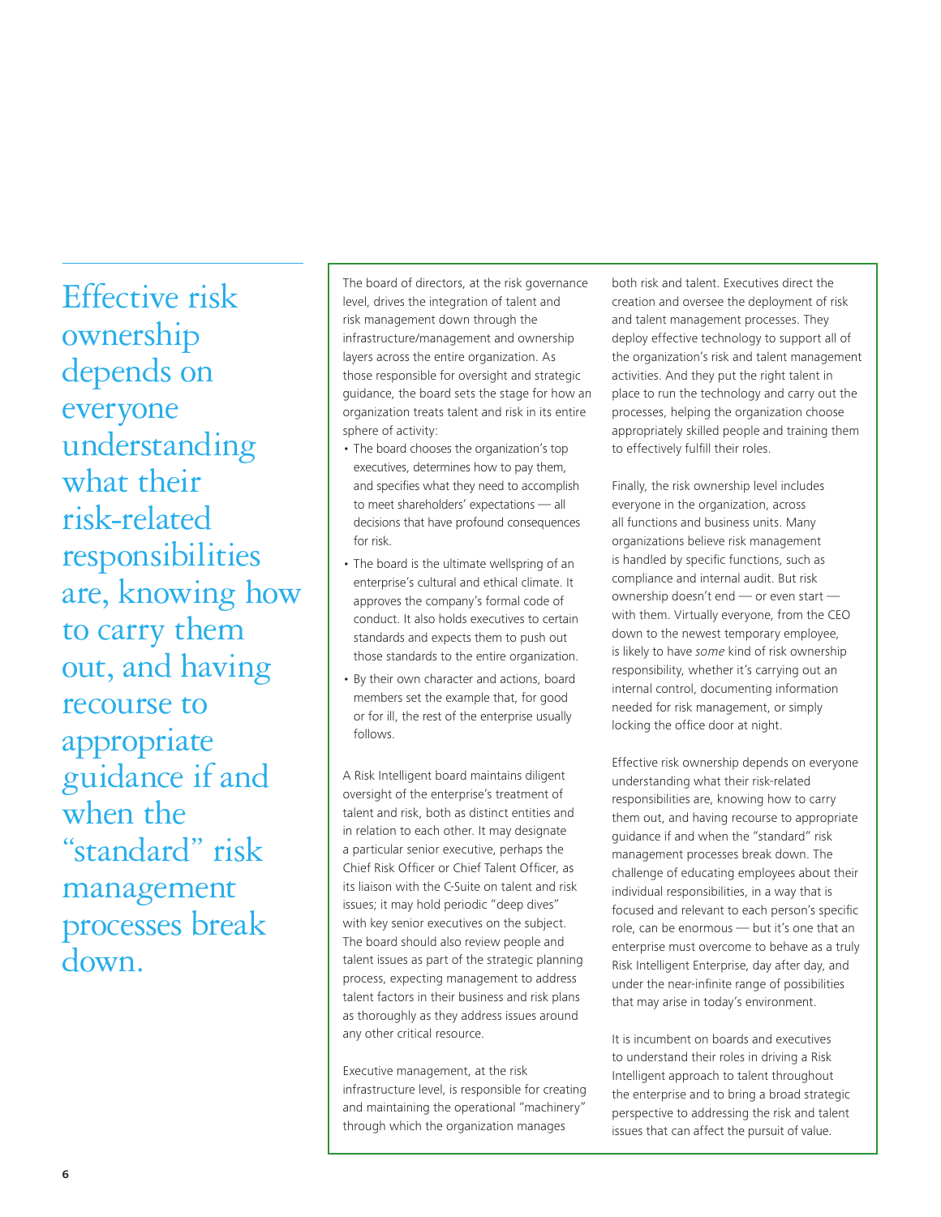> Effective risk ownership depends on everyone understanding what their risk-related responsibilities are, knowing how to carry them out, and having recourse to appropriate guidance if and when the "standard" risk management processes break down.

The board of directors, at the risk governance level, drives the integration of talent and risk management down through the infrastructure/management and ownership layers across the entire organization. As those responsible for oversight and strategic guidance, the board sets the stage for how an organization treats talent and risk in its entire sphere of activity:

- The board chooses the organization's top executives, determines how to pay them, and specifies what they need to accomplish to meet shareholders' expectations — all decisions that have profound consequences for risk.
- The board is the ultimate wellspring of an enterprise's cultural and ethical climate. It approves the company's formal code of conduct. It also holds executives to certain standards and expects them to push out those standards to the entire organization.
- By their own character and actions, board members set the example that, for good or for ill, the rest of the enterprise usually follows.

A Risk Intelligent board maintains diligent oversight of the enterprise's treatment of talent and risk, both as distinct entities and in relation to each other. It may designate a particular senior executive, perhaps the Chief Risk Officer or Chief Talent Officer, as its liaison with the C-Suite on talent and risk issues; it may hold periodic "deep dives" with key senior executives on the subject. The board should also review people and talent issues as part of the strategic planning process, expecting management to address talent factors in their business and risk plans as thoroughly as they address issues around any other critical resource.

Executive management, at the risk infrastructure level, is responsible for creating and maintaining the operational "machinery" through which the organization manages both risk and talent. Executives direct the creation and oversee the deployment of risk and talent management processes. They deploy effective technology to support all of the organization's risk and talent management activities. And they put the right talent in place to run the technology and carry out the processes, helping the organization choose appropriately skilled people and training them to effectively fulfill their roles.

Finally, the risk ownership level includes everyone in the organization, across all functions and business units. Many organizations believe risk management is handled by specific functions, such as compliance and internal audit. But risk ownership doesn't end — or even start — with them. Virtually everyone, from the CEO down to the newest temporary employee, is likely to have *some* kind of risk ownership responsibility, whether it's carrying out an internal control, documenting information needed for risk management, or simply locking the office door at night.

Effective risk ownership depends on everyone understanding what their risk-related responsibilities are, knowing how to carry them out, and having recourse to appropriate guidance if and when the "standard" risk management processes break down. The challenge of educating employees about their individual responsibilities, in a way that is focused and relevant to each person's specific role, can be enormous — but it's one that an enterprise must overcome to behave as a truly Risk Intelligent Enterprise, day after day, and under the near-infinite range of possibilities that may arise in today's environment.

It is incumbent on boards and executives to understand their roles in driving a Risk Intelligent approach to talent throughout the enterprise and to bring a broad strategic perspective to addressing the risk and talent issues that can affect the pursuit of value.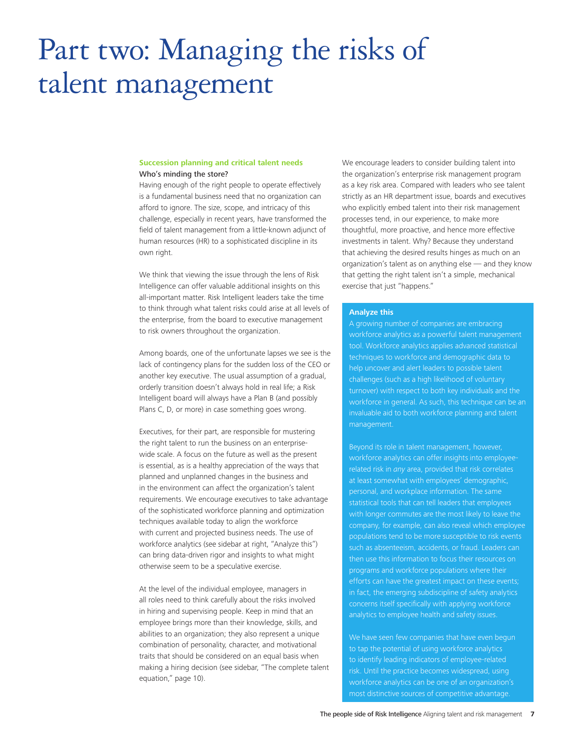# Part two: Managing the risks of talent management

### Succession planning and critical talent needs

**Who's minding the store?**

Having enough of the right people to operate effectively is a fundamental business need that no organization can afford to ignore. The size, scope, and intricacy of this challenge, especially in recent years, have transformed the field of talent management from a little-known adjunct of human resources (HR) to a sophisticated discipline in its own right.

We think that viewing the issue through the lens of Risk Intelligence can offer valuable additional insights on this all-important matter. Risk Intelligent leaders take the time to think through what talent risks could arise at all levels of the enterprise, from the board to executive management to risk owners throughout the organization.

Among boards, one of the unfortunate lapses we see is the lack of contingency plans for the sudden loss of the CEO or another key executive. The usual assumption of a gradual, orderly transition doesn't always hold in real life; a Risk Intelligent board will always have a Plan B (and possibly Plans C, D, or more) in case something goes wrong.

Executives, for their part, are responsible for mustering the right talent to run the business on an enterprise-wide scale. A focus on the future as well as the present is essential, as is a healthy appreciation of the ways that planned and unplanned changes in the business and in the environment can affect the organization's talent requirements. We encourage executives to take advantage of the sophisticated workforce planning and optimization techniques available today to align the workforce with current and projected business needs. The use of workforce analytics (see sidebar at right, "Analyze this") can bring data-driven rigor and insights to what might otherwise seem to be a speculative exercise.

At the level of the individual employee, managers in all roles need to think carefully about the risks involved in hiring and supervising people. Keep in mind that an employee brings more than their knowledge, skills, and abilities to an organization; they also represent a unique combination of personality, character, and motivational traits that should be considered on an equal basis when making a hiring decision (see sidebar, "The complete talent equation," page 10).

We encourage leaders to consider building talent into the organization's enterprise risk management program as a key risk area. Compared with leaders who see talent strictly as an HR department issue, boards and executives who explicitly embed talent into their risk management processes tend, in our experience, to make more thoughtful, more proactive, and hence more effective investments in talent. Why? Because they understand that achieving the desired results hinges as much on an organization's talent as on anything else — and they know that getting the right talent isn't a simple, mechanical exercise that just "happens."

**Analyze this**

A growing number of companies are embracing workforce analytics as a powerful talent management tool. Workforce analytics applies advanced statistical techniques to workforce and demographic data to help uncover and alert leaders to possible talent challenges (such as a high likelihood of voluntary turnover) with respect to both key individuals and the workforce in general. As such, this technique can be an invaluable aid to both workforce planning and talent management.

Beyond its role in talent management, however, workforce analytics can offer insights into employee-related risk in *any* area, provided that risk correlates at least somewhat with employees' demographic, personal, and workplace information. The same statistical tools that can tell leaders that employees with longer commutes are the most likely to leave the company, for example, can also reveal which employee populations tend to be more susceptible to risk events such as absenteeism, accidents, or fraud. Leaders can then use this information to focus their resources on programs and workforce populations where their efforts can have the greatest impact on these events; in fact, the emerging subdiscipline of safety analytics concerns itself specifically with applying workforce analytics to employee health and safety issues.

We have seen few companies that have even begun to tap the potential of using workforce analytics to identify leading indicators of employee-related risk. Until the practice becomes widespread, using workforce analytics can be one of an organization's most distinctive sources of competitive advantage.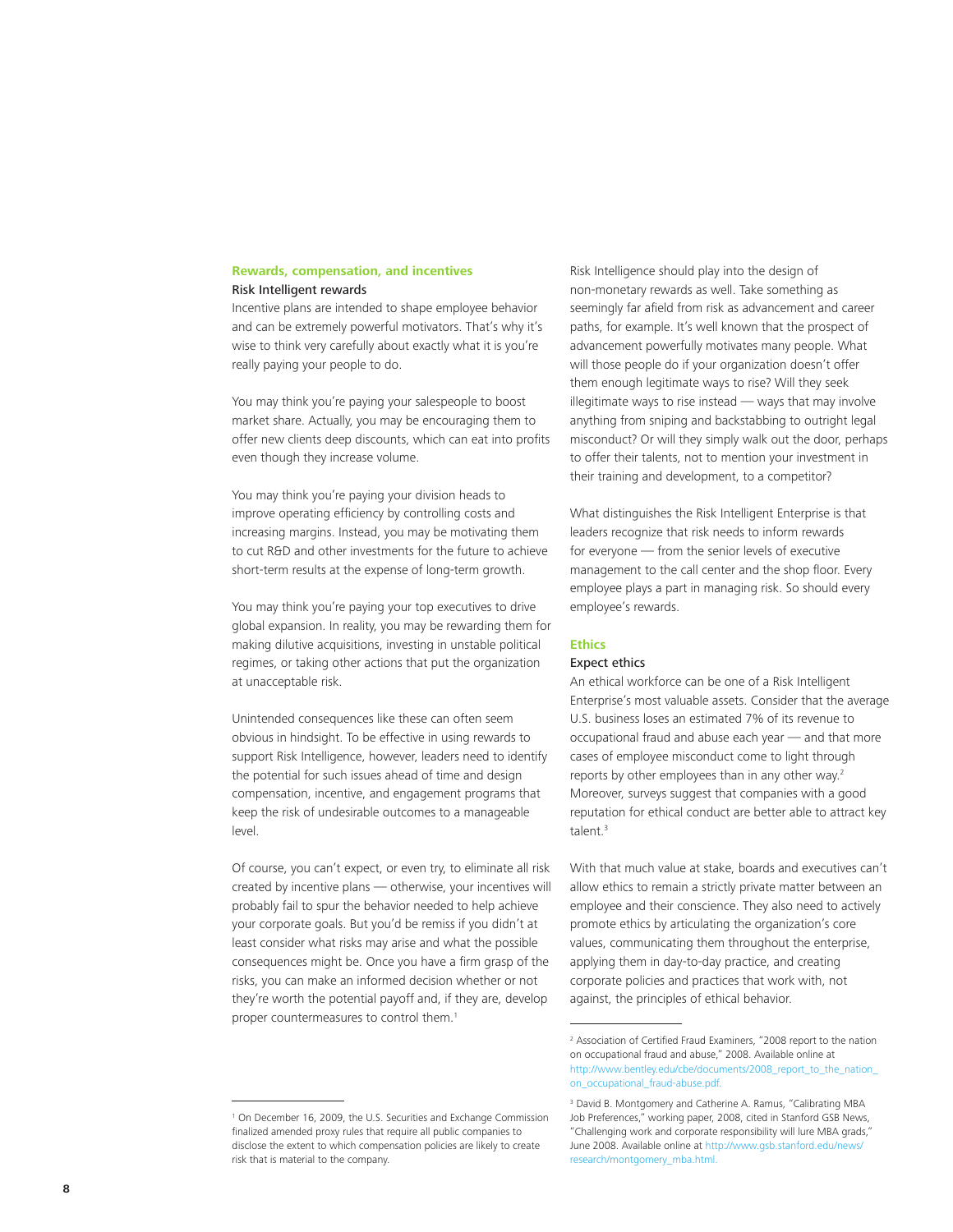## Rewards, compensation, and incentives

### Risk Intelligent rewards

Incentive plans are intended to shape employee behavior and can be extremely powerful motivators. That's why it's wise to think very carefully about exactly what it is you're really paying your people to do.

You may think you're paying your salespeople to boost market share. Actually, you may be encouraging them to offer new clients deep discounts, which can eat into profits even though they increase volume.

You may think you're paying your division heads to improve operating efficiency by controlling costs and increasing margins. Instead, you may be motivating them to cut R&D and other investments for the future to achieve short-term results at the expense of long-term growth.

You may think you're paying your top executives to drive global expansion. In reality, you may be rewarding them for making dilutive acquisitions, investing in unstable political regimes, or taking other actions that put the organization at unacceptable risk.

Unintended consequences like these can often seem obvious in hindsight. To be effective in using rewards to support Risk Intelligence, however, leaders need to identify the potential for such issues ahead of time and design compensation, incentive, and engagement programs that keep the risk of undesirable outcomes to a manageable level.

Of course, you can't expect, or even try, to eliminate all risk created by incentive plans — otherwise, your incentives will probably fail to spur the behavior needed to help achieve your corporate goals. But you'd be remiss if you didn't at least consider what risks may arise and what the possible consequences might be. Once you have a firm grasp of the risks, you can make an informed decision whether or not they're worth the potential payoff and, if they are, develop proper countermeasures to control them.[1]

Risk Intelligence should play into the design of non-monetary rewards as well. Take something as seemingly far afield from risk as advancement and career paths, for example. It's well known that the prospect of advancement powerfully motivates many people. What will those people do if your organization doesn't offer them enough legitimate ways to rise? Will they seek illegitimate ways to rise instead — ways that may involve anything from sniping and backstabbing to outright legal misconduct? Or will they simply walk out the door, perhaps to offer their talents, not to mention your investment in their training and development, to a competitor?

What distinguishes the Risk Intelligent Enterprise is that leaders recognize that risk needs to inform rewards for everyone — from the senior levels of executive management to the call center and the shop floor. Every employee plays a part in managing risk. So should every employee's rewards.

## Ethics

### Expect ethics

An ethical workforce can be one of a Risk Intelligent Enterprise's most valuable assets. Consider that the average U.S. business loses an estimated 7% of its revenue to occupational fraud and abuse each year — and that more cases of employee misconduct come to light through reports by other employees than in any other way.[2] Moreover, surveys suggest that companies with a good reputation for ethical conduct are better able to attract key talent.[3]

With that much value at stake, boards and executives can't allow ethics to remain a strictly private matter between an employee and their conscience. They also need to actively promote ethics by articulating the organization's core values, communicating them throughout the enterprise, applying them in day-to-day practice, and creating corporate policies and practices that work with, not against, the principles of ethical behavior.

---

[1] On December 16, 2009, the U.S. Securities and Exchange Commission finalized amended proxy rules that require all public companies to disclose the extent to which compensation policies are likely to create risk that is material to the company.

[2] Association of Certified Fraud Examiners, "2008 report to the nation on occupational fraud and abuse," 2008. Available online at http://www.bentley.edu/cbe/documents/2008_report_to_the_nation_on_occupational_fraud-abuse.pdf.

[3] David B. Montgomery and Catherine A. Ramus, "Calibrating MBA Job Preferences," working paper, 2008, cited in Stanford GSB News, "Challenging work and corporate responsibility will lure MBA grads," June 2008. Available online at http://www.gsb.stanford.edu/news/research/montgomery_mba.html.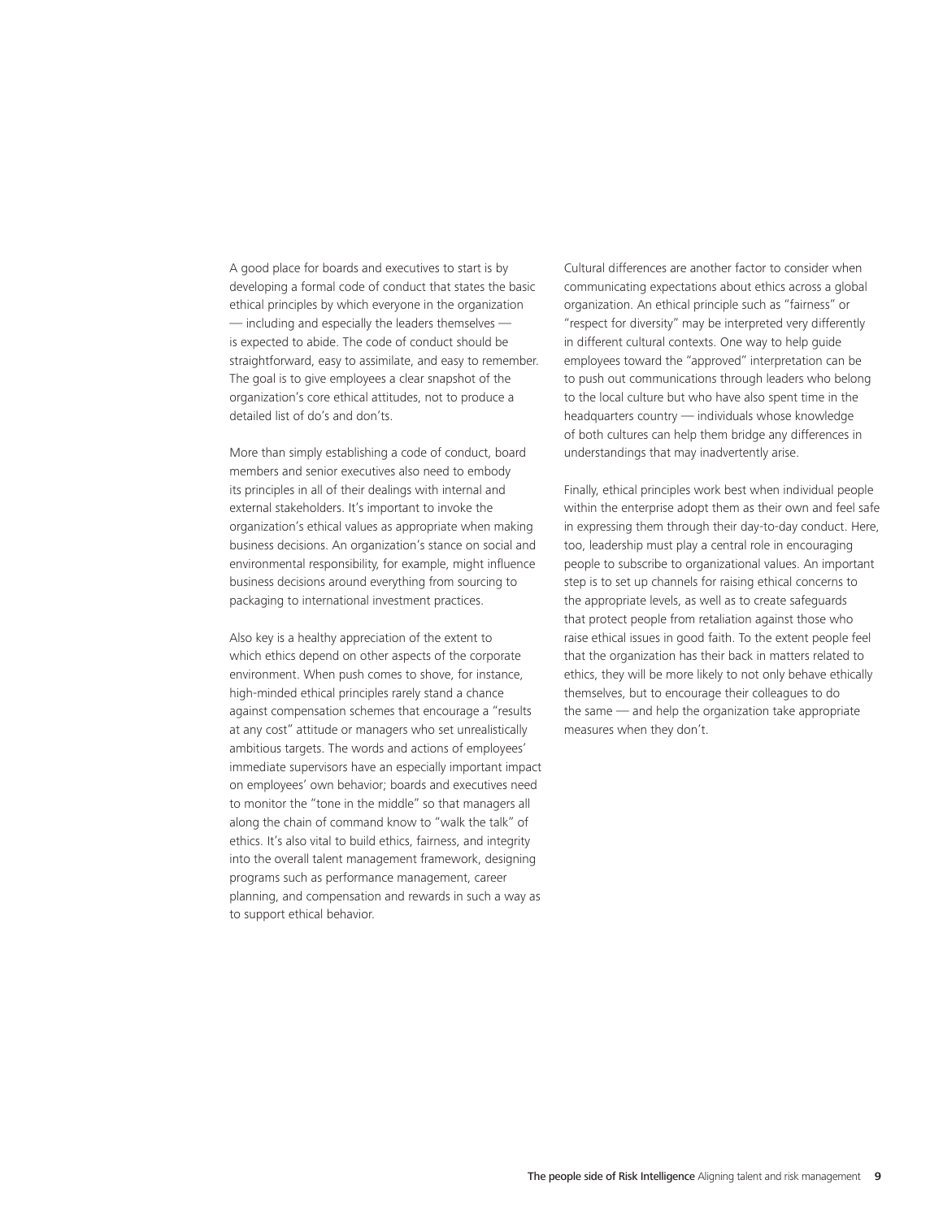A good place for boards and executives to start is by developing a formal code of conduct that states the basic ethical principles by which everyone in the organization — including and especially the leaders themselves — is expected to abide. The code of conduct should be straightforward, easy to assimilate, and easy to remember. The goal is to give employees a clear snapshot of the organization's core ethical attitudes, not to produce a detailed list of do's and don'ts.

More than simply establishing a code of conduct, board members and senior executives also need to embody its principles in all of their dealings with internal and external stakeholders. It's important to invoke the organization's ethical values as appropriate when making business decisions. An organization's stance on social and environmental responsibility, for example, might influence business decisions around everything from sourcing to packaging to international investment practices.

Also key is a healthy appreciation of the extent to which ethics depend on other aspects of the corporate environment. When push comes to shove, for instance, high-minded ethical principles rarely stand a chance against compensation schemes that encourage a "results at any cost" attitude or managers who set unrealistically ambitious targets. The words and actions of employees' immediate supervisors have an especially important impact on employees' own behavior; boards and executives need to monitor the "tone in the middle" so that managers all along the chain of command know to "walk the talk" of ethics. It's also vital to build ethics, fairness, and integrity into the overall talent management framework, designing programs such as performance management, career planning, and compensation and rewards in such a way as to support ethical behavior.

Cultural differences are another factor to consider when communicating expectations about ethics across a global organization. An ethical principle such as "fairness" or "respect for diversity" may be interpreted very differently in different cultural contexts. One way to help guide employees toward the "approved" interpretation can be to push out communications through leaders who belong to the local culture but who have also spent time in the headquarters country — individuals whose knowledge of both cultures can help them bridge any differences in understandings that may inadvertently arise.

Finally, ethical principles work best when individual people within the enterprise adopt them as their own and feel safe in expressing them through their day-to-day conduct. Here, too, leadership must play a central role in encouraging people to subscribe to organizational values. An important step is to set up channels for raising ethical concerns to the appropriate levels, as well as to create safeguards that protect people from retaliation against those who raise ethical issues in good faith. To the extent people feel that the organization has their back in matters related to ethics, they will be more likely to not only behave ethically themselves, but to encourage their colleagues to do the same — and help the organization take appropriate measures when they don't.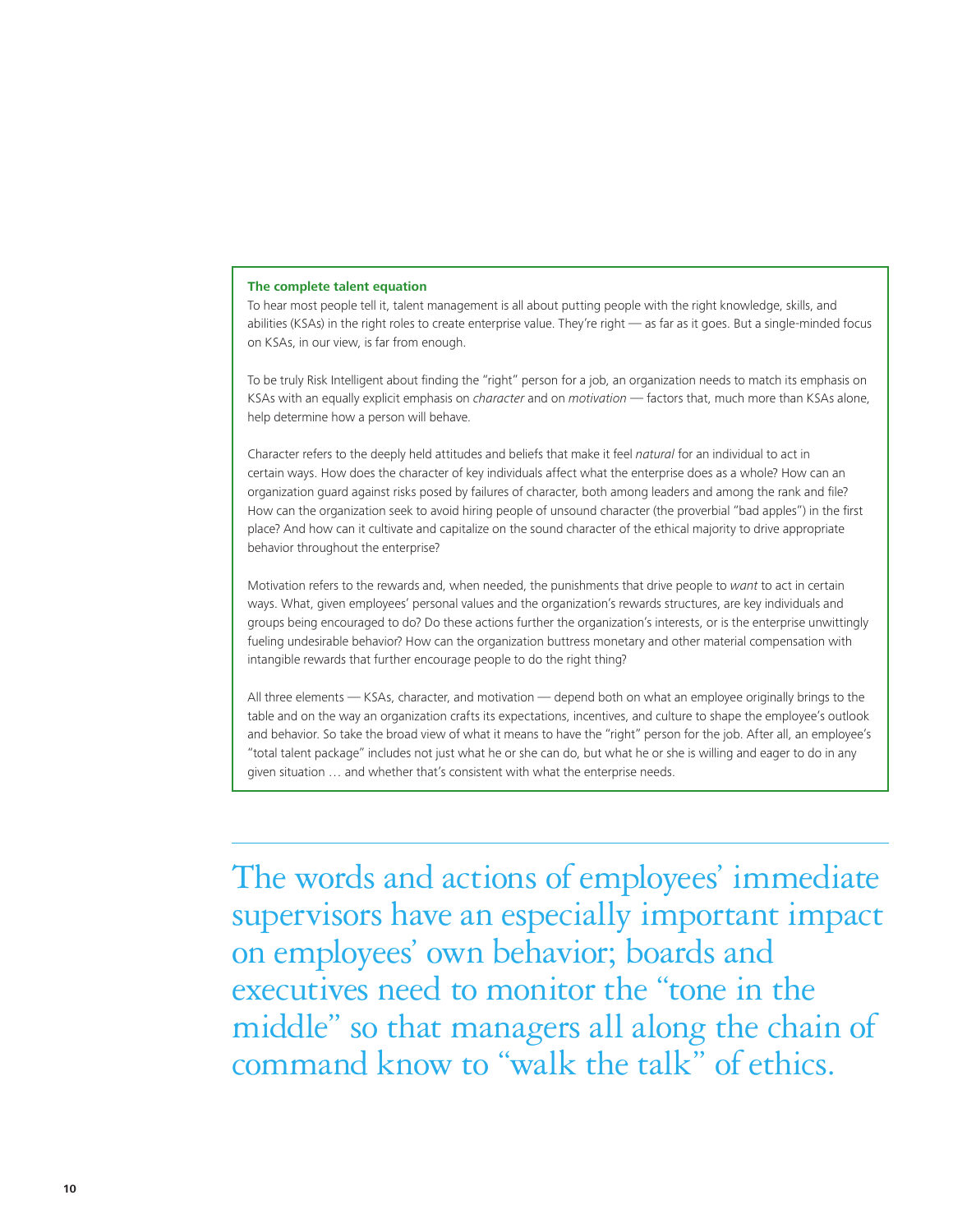### The complete talent equation

To hear most people tell it, talent management is all about putting people with the right knowledge, skills, and abilities (KSAs) in the right roles to create enterprise value. They're right — as far as it goes. But a single-minded focus on KSAs, in our view, is far from enough.

To be truly Risk Intelligent about finding the "right" person for a job, an organization needs to match its emphasis on KSAs with an equally explicit emphasis on *character* and on *motivation* — factors that, much more than KSAs alone, help determine how a person will behave.

Character refers to the deeply held attitudes and beliefs that make it feel *natural* for an individual to act in certain ways. How does the character of key individuals affect what the enterprise does as a whole? How can an organization guard against risks posed by failures of character, both among leaders and among the rank and file? How can the organization seek to avoid hiring people of unsound character (the proverbial "bad apples") in the first place? And how can it cultivate and capitalize on the sound character of the ethical majority to drive appropriate behavior throughout the enterprise?

Motivation refers to the rewards and, when needed, the punishments that drive people to *want* to act in certain ways. What, given employees' personal values and the organization's rewards structures, are key individuals and groups being encouraged to do? Do these actions further the organization's interests, or is the enterprise unwittingly fueling undesirable behavior? How can the organization buttress monetary and other material compensation with intangible rewards that further encourage people to do the right thing?

All three elements — KSAs, character, and motivation — depend both on what an employee originally brings to the table and on the way an organization crafts its expectations, incentives, and culture to shape the employee's outlook and behavior. So take the broad view of what it means to have the "right" person for the job. After all, an employee's "total talent package" includes not just what he or she can do, but what he or she is willing and eager to do in any given situation … and whether that's consistent with what the enterprise needs.

---

The words and actions of employees' immediate supervisors have an especially important impact on employees' own behavior; boards and executives need to monitor the "tone in the middle" so that managers all along the chain of command know to "walk the talk" of ethics.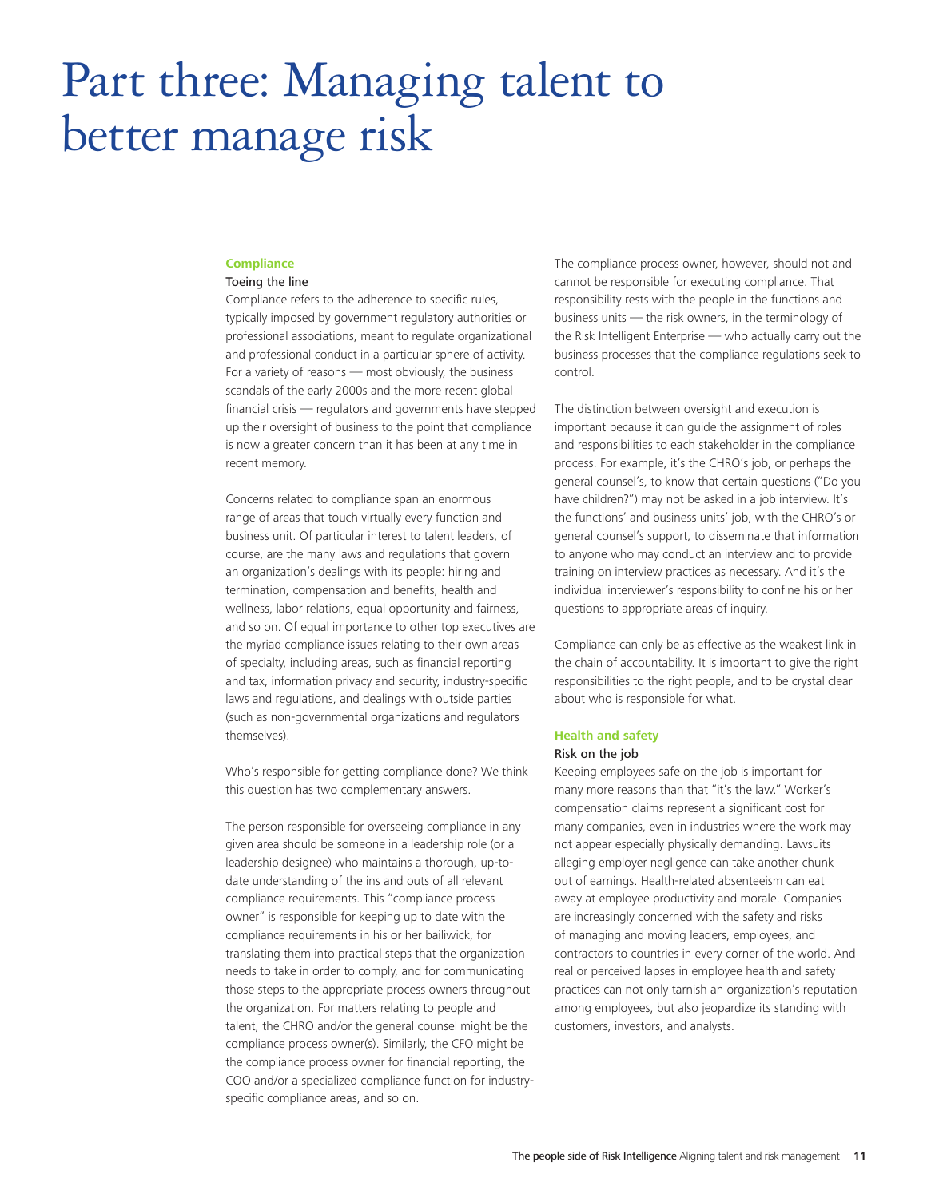# Part three: Managing talent to better manage risk

## Compliance

### Toeing the line

Compliance refers to the adherence to specific rules, typically imposed by government regulatory authorities or professional associations, meant to regulate organizational and professional conduct in a particular sphere of activity. For a variety of reasons — most obviously, the business scandals of the early 2000s and the more recent global financial crisis — regulators and governments have stepped up their oversight of business to the point that compliance is now a greater concern than it has been at any time in recent memory.

Concerns related to compliance span an enormous range of areas that touch virtually every function and business unit. Of particular interest to talent leaders, of course, are the many laws and regulations that govern an organization's dealings with its people: hiring and termination, compensation and benefits, health and wellness, labor relations, equal opportunity and fairness, and so on. Of equal importance to other top executives are the myriad compliance issues relating to their own areas of specialty, including areas, such as financial reporting and tax, information privacy and security, industry-specific laws and regulations, and dealings with outside parties (such as non-governmental organizations and regulators themselves).

Who's responsible for getting compliance done? We think this question has two complementary answers.

The person responsible for overseeing compliance in any given area should be someone in a leadership role (or a leadership designee) who maintains a thorough, up-to-date understanding of the ins and outs of all relevant compliance requirements. This "compliance process owner" is responsible for keeping up to date with the compliance requirements in his or her bailiwick, for translating them into practical steps that the organization needs to take in order to comply, and for communicating those steps to the appropriate process owners throughout the organization. For matters relating to people and talent, the CHRO and/or the general counsel might be the compliance process owner(s). Similarly, the CFO might be the compliance process owner for financial reporting, the COO and/or a specialized compliance function for industry-specific compliance areas, and so on.

The compliance process owner, however, should not and cannot be responsible for executing compliance. That responsibility rests with the people in the functions and business units — the risk owners, in the terminology of the Risk Intelligent Enterprise — who actually carry out the business processes that the compliance regulations seek to control.

The distinction between oversight and execution is important because it can guide the assignment of roles and responsibilities to each stakeholder in the compliance process. For example, it's the CHRO's job, or perhaps the general counsel's, to know that certain questions ("Do you have children?") may not be asked in a job interview. It's the functions' and business units' job, with the CHRO's or general counsel's support, to disseminate that information to anyone who may conduct an interview and to provide training on interview practices as necessary. And it's the individual interviewer's responsibility to confine his or her questions to appropriate areas of inquiry.

Compliance can only be as effective as the weakest link in the chain of accountability. It is important to give the right responsibilities to the right people, and to be crystal clear about who is responsible for what.

## Health and safety

### Risk on the job

Keeping employees safe on the job is important for many more reasons than that "it's the law." Worker's compensation claims represent a significant cost for many companies, even in industries where the work may not appear especially physically demanding. Lawsuits alleging employer negligence can take another chunk out of earnings. Health-related absenteeism can eat away at employee productivity and morale. Companies are increasingly concerned with the safety and risks of managing and moving leaders, employees, and contractors to countries in every corner of the world. And real or perceived lapses in employee health and safety practices can not only tarnish an organization's reputation among employees, but also jeopardize its standing with customers, investors, and analysts.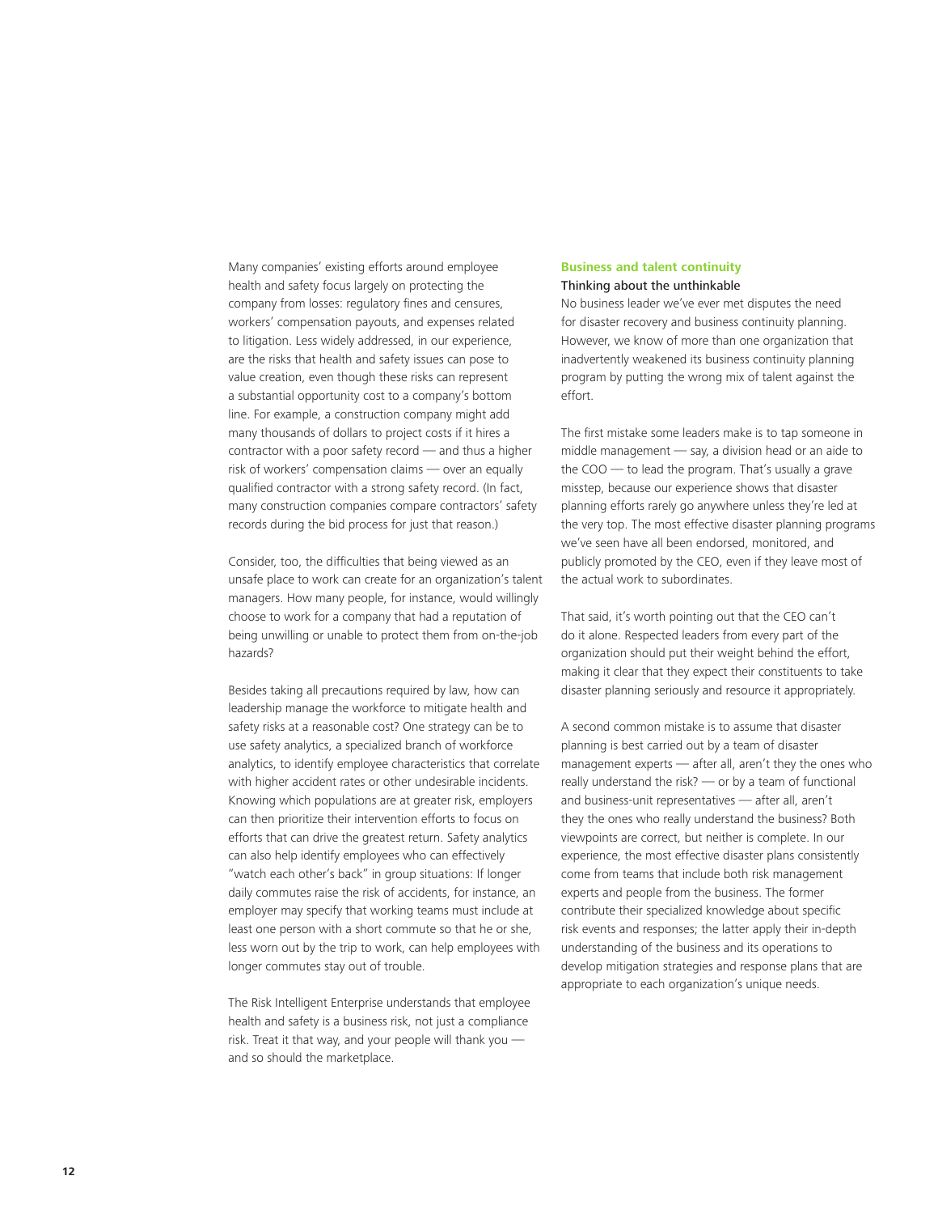Many companies' existing efforts around employee health and safety focus largely on protecting the company from losses: regulatory fines and censures, workers' compensation payouts, and expenses related to litigation. Less widely addressed, in our experience, are the risks that health and safety issues can pose to value creation, even though these risks can represent a substantial opportunity cost to a company's bottom line. For example, a construction company might add many thousands of dollars to project costs if it hires a contractor with a poor safety record — and thus a higher risk of workers' compensation claims — over an equally qualified contractor with a strong safety record. (In fact, many construction companies compare contractors' safety records during the bid process for just that reason.)

Consider, too, the difficulties that being viewed as an unsafe place to work can create for an organization's talent managers. How many people, for instance, would willingly choose to work for a company that had a reputation of being unwilling or unable to protect them from on-the-job hazards?

Besides taking all precautions required by law, how can leadership manage the workforce to mitigate health and safety risks at a reasonable cost? One strategy can be to use safety analytics, a specialized branch of workforce analytics, to identify employee characteristics that correlate with higher accident rates or other undesirable incidents. Knowing which populations are at greater risk, employers can then prioritize their intervention efforts to focus on efforts that can drive the greatest return. Safety analytics can also help identify employees who can effectively "watch each other's back" in group situations: If longer daily commutes raise the risk of accidents, for instance, an employer may specify that working teams must include at least one person with a short commute so that he or she, less worn out by the trip to work, can help employees with longer commutes stay out of trouble.

The Risk Intelligent Enterprise understands that employee health and safety is a business risk, not just a compliance risk. Treat it that way, and your people will thank you — and so should the marketplace.

## Business and talent continuity

### Thinking about the unthinkable

No business leader we've ever met disputes the need for disaster recovery and business continuity planning. However, we know of more than one organization that inadvertently weakened its business continuity planning program by putting the wrong mix of talent against the effort.

The first mistake some leaders make is to tap someone in middle management — say, a division head or an aide to the COO — to lead the program. That's usually a grave misstep, because our experience shows that disaster planning efforts rarely go anywhere unless they're led at the very top. The most effective disaster planning programs we've seen have all been endorsed, monitored, and publicly promoted by the CEO, even if they leave most of the actual work to subordinates.

That said, it's worth pointing out that the CEO can't do it alone. Respected leaders from every part of the organization should put their weight behind the effort, making it clear that they expect their constituents to take disaster planning seriously and resource it appropriately.

A second common mistake is to assume that disaster planning is best carried out by a team of disaster management experts — after all, aren't they the ones who really understand the risk? — or by a team of functional and business-unit representatives — after all, aren't they the ones who really understand the business? Both viewpoints are correct, but neither is complete. In our experience, the most effective disaster plans consistently come from teams that include both risk management experts and people from the business. The former contribute their specialized knowledge about specific risk events and responses; the latter apply their in-depth understanding of the business and its operations to develop mitigation strategies and response plans that are appropriate to each organization's unique needs.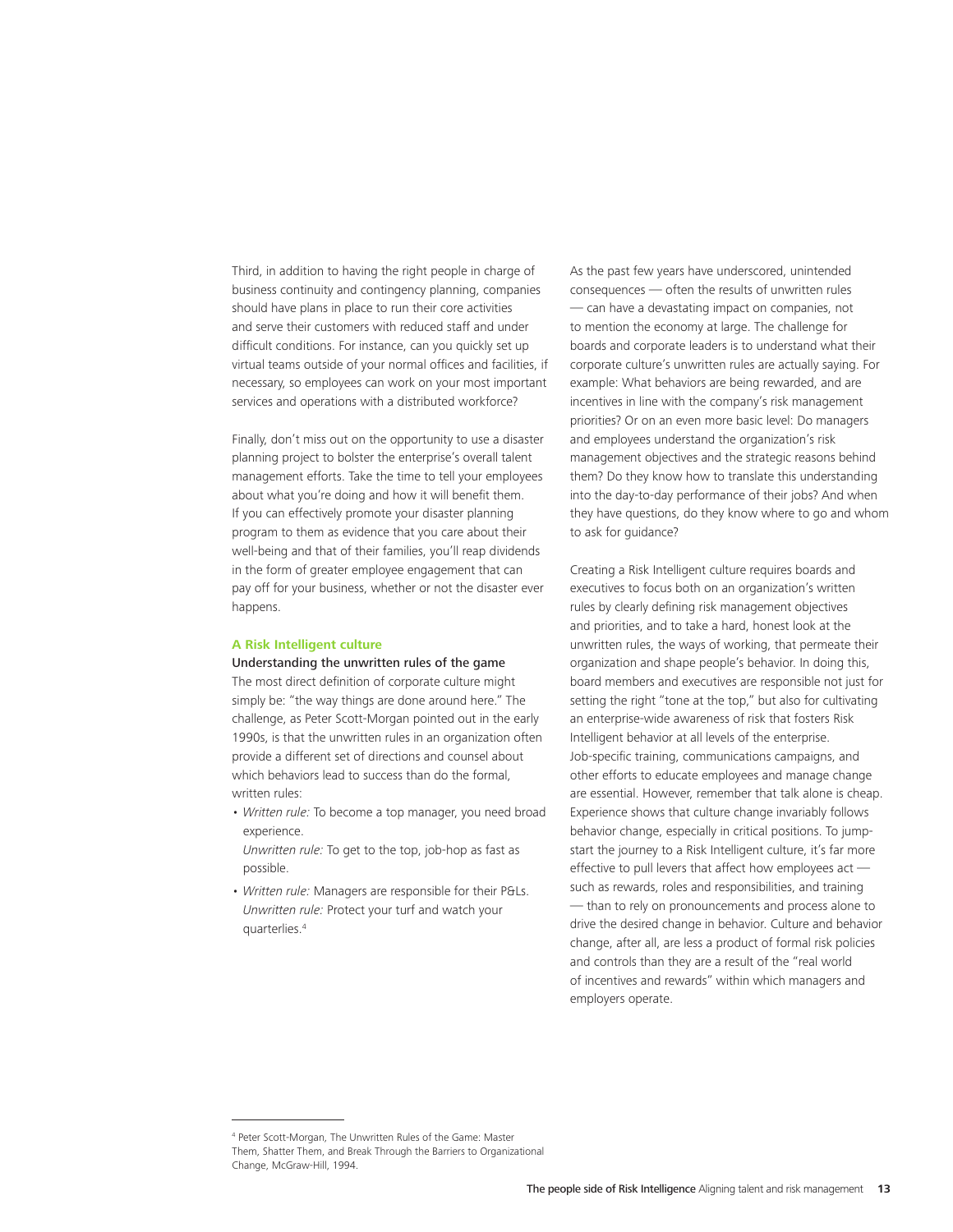Third, in addition to having the right people in charge of business continuity and contingency planning, companies should have plans in place to run their core activities and serve their customers with reduced staff and under difficult conditions. For instance, can you quickly set up virtual teams outside of your normal offices and facilities, if necessary, so employees can work on your most important services and operations with a distributed workforce?

Finally, don't miss out on the opportunity to use a disaster planning project to bolster the enterprise's overall talent management efforts. Take the time to tell your employees about what you're doing and how it will benefit them. If you can effectively promote your disaster planning program to them as evidence that you care about their well-being and that of their families, you'll reap dividends in the form of greater employee engagement that can pay off for your business, whether or not the disaster ever happens.

## A Risk Intelligent culture

### Understanding the unwritten rules of the game

The most direct definition of corporate culture might simply be: "the way things are done around here." The challenge, as Peter Scott-Morgan pointed out in the early 1990s, is that the unwritten rules in an organization often provide a different set of directions and counsel about which behaviors lead to success than do the formal, written rules:

- *Written rule:* To become a top manager, you need broad experience.
  *Unwritten rule:* To get to the top, job-hop as fast as possible.
- *Written rule:* Managers are responsible for their P&Ls.
  *Unwritten rule:* Protect your turf and watch your quarterlies.[4]

As the past few years have underscored, unintended consequences — often the results of unwritten rules — can have a devastating impact on companies, not to mention the economy at large. The challenge for boards and corporate leaders is to understand what their corporate culture's unwritten rules are actually saying. For example: What behaviors are being rewarded, and are incentives in line with the company's risk management priorities? Or on an even more basic level: Do managers and employees understand the organization's risk management objectives and the strategic reasons behind them? Do they know how to translate this understanding into the day-to-day performance of their jobs? And when they have questions, do they know where to go and whom to ask for guidance?

Creating a Risk Intelligent culture requires boards and executives to focus both on an organization's written rules by clearly defining risk management objectives and priorities, and to take a hard, honest look at the unwritten rules, the ways of working, that permeate their organization and shape people's behavior. In doing this, board members and executives are responsible not just for setting the right "tone at the top," but also for cultivating an enterprise-wide awareness of risk that fosters Risk Intelligent behavior at all levels of the enterprise. Job-specific training, communications campaigns, and other efforts to educate employees and manage change are essential. However, remember that talk alone is cheap. Experience shows that culture change invariably follows behavior change, especially in critical positions. To jump-start the journey to a Risk Intelligent culture, it's far more effective to pull levers that affect how employees act — such as rewards, roles and responsibilities, and training — than to rely on pronouncements and process alone to drive the desired change in behavior. Culture and behavior change, after all, are less a product of formal risk policies and controls than they are a result of the "real world of incentives and rewards" within which managers and employers operate.

---

[4] Peter Scott-Morgan, The Unwritten Rules of the Game: Master Them, Shatter Them, and Break Through the Barriers to Organizational Change, McGraw-Hill, 1994.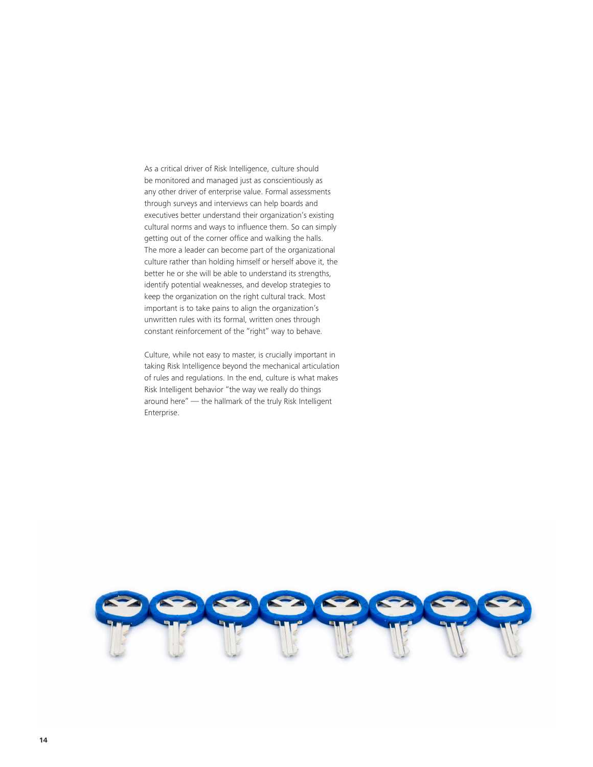As a critical driver of Risk Intelligence, culture should be monitored and managed just as conscientiously as any other driver of enterprise value. Formal assessments through surveys and interviews can help boards and executives better understand their organization's existing cultural norms and ways to influence them. So can simply getting out of the corner office and walking the halls. The more a leader can become part of the organizational culture rather than holding himself or herself above it, the better he or she will be able to understand its strengths, identify potential weaknesses, and develop strategies to keep the organization on the right cultural track. Most important is to take pains to align the organization's unwritten rules with its formal, written ones through constant reinforcement of the "right" way to behave.

Culture, while not easy to master, is crucially important in taking Risk Intelligence beyond the mechanical articulation of rules and regulations. In the end, culture is what makes Risk Intelligent behavior "the way we really do things around here" — the hallmark of the truly Risk Intelligent Enterprise.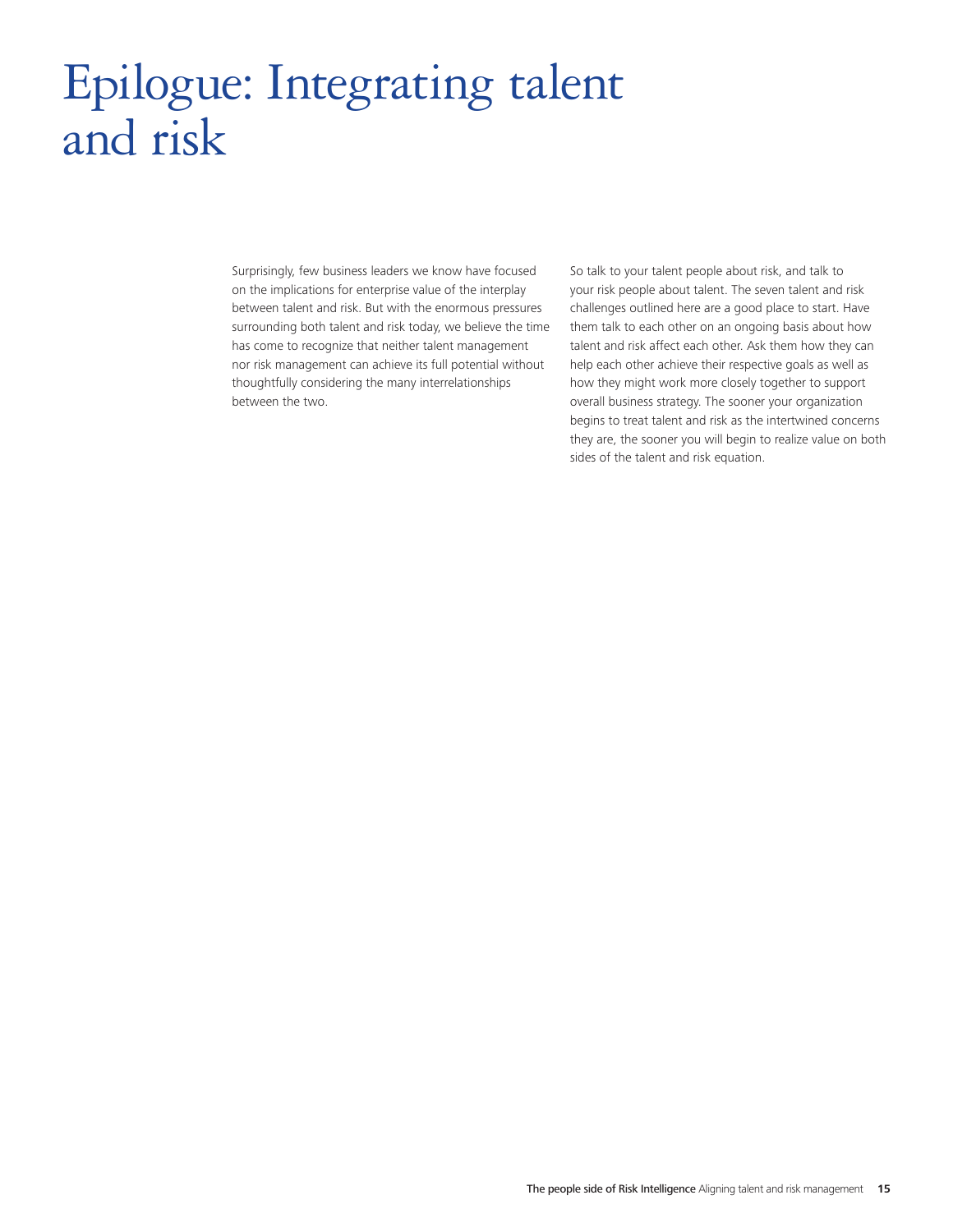# Epilogue: Integrating talent and risk

Surprisingly, few business leaders we know have focused on the implications for enterprise value of the interplay between talent and risk. But with the enormous pressures surrounding both talent and risk today, we believe the time has come to recognize that neither talent management nor risk management can achieve its full potential without thoughtfully considering the many interrelationships between the two.

So talk to your talent people about risk, and talk to your risk people about talent. The seven talent and risk challenges outlined here are a good place to start. Have them talk to each other on an ongoing basis about how talent and risk affect each other. Ask them how they can help each other achieve their respective goals as well as how they might work more closely together to support overall business strategy. The sooner your organization begins to treat talent and risk as the intertwined concerns they are, the sooner you will begin to realize value on both sides of the talent and risk equation.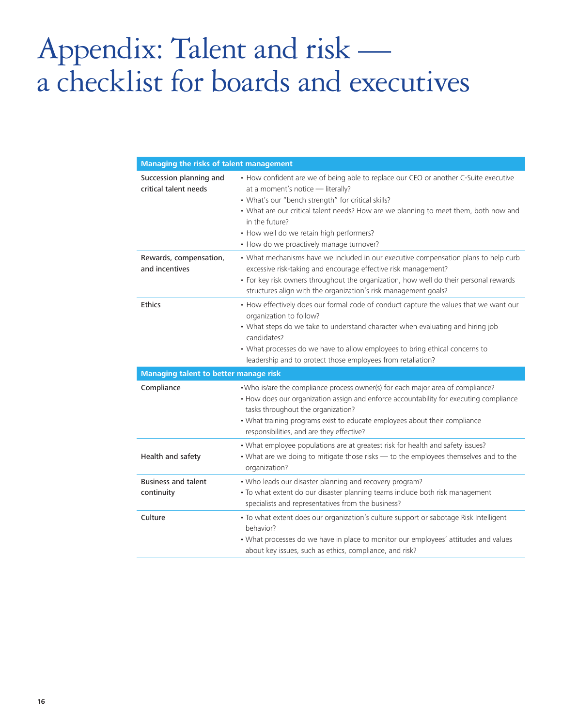# Appendix: Talent and risk — a checklist for boards and executives

| Managing the risks of talent management | |
|---|---|
| Succession planning and critical talent needs | • How confident are we of being able to replace our CEO or another C-Suite executive at a moment's notice — literally?<br>• What's our "bench strength" for critical skills?<br>• What are our critical talent needs? How are we planning to meet them, both now and in the future?<br>• How well do we retain high performers?<br>• How do we proactively manage turnover? |
| Rewards, compensation, and incentives | • What mechanisms have we included in our executive compensation plans to help curb excessive risk-taking and encourage effective risk management?<br>• For key risk owners throughout the organization, how well do their personal rewards structures align with the organization's risk management goals? |
| Ethics | • How effectively does our formal code of conduct capture the values that we want our organization to follow?<br>• What steps do we take to understand character when evaluating and hiring job candidates?<br>• What processes do we have to allow employees to bring ethical concerns to leadership and to protect those employees from retaliation? |
| **Managing talent to better manage risk** | |
| Compliance | • Who is/are the compliance process owner(s) for each major area of compliance?<br>• How does our organization assign and enforce accountability for executing compliance tasks throughout the organization?<br>• What training programs exist to educate employees about their compliance responsibilities, and are they effective? |
| Health and safety | • What employee populations are at greatest risk for health and safety issues?<br>• What are we doing to mitigate those risks — to the employees themselves and to the organization? |
| Business and talent continuity | • Who leads our disaster planning and recovery program?<br>• To what extent do our disaster planning teams include both risk management specialists and representatives from the business? |
| Culture | • To what extent does our organization's culture support or sabotage Risk Intelligent behavior?<br>• What processes do we have in place to monitor our employees' attitudes and values about key issues, such as ethics, compliance, and risk? |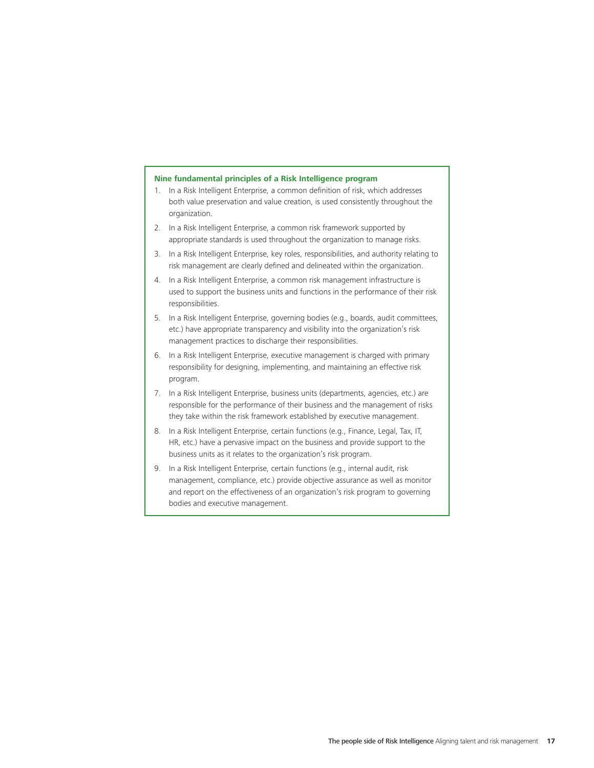**Nine fundamental principles of a Risk Intelligence program**

1. In a Risk Intelligent Enterprise, a common definition of risk, which addresses both value preservation and value creation, is used consistently throughout the organization.
2. In a Risk Intelligent Enterprise, a common risk framework supported by appropriate standards is used throughout the organization to manage risks.
3. In a Risk Intelligent Enterprise, key roles, responsibilities, and authority relating to risk management are clearly defined and delineated within the organization.
4. In a Risk Intelligent Enterprise, a common risk management infrastructure is used to support the business units and functions in the performance of their risk responsibilities.
5. In a Risk Intelligent Enterprise, governing bodies (e.g., boards, audit committees, etc.) have appropriate transparency and visibility into the organization's risk management practices to discharge their responsibilities.
6. In a Risk Intelligent Enterprise, executive management is charged with primary responsibility for designing, implementing, and maintaining an effective risk program.
7. In a Risk Intelligent Enterprise, business units (departments, agencies, etc.) are responsible for the performance of their business and the management of risks they take within the risk framework established by executive management.
8. In a Risk Intelligent Enterprise, certain functions (e.g., Finance, Legal, Tax, IT, HR, etc.) have a pervasive impact on the business and provide support to the business units as it relates to the organization's risk program.
9. In a Risk Intelligent Enterprise, certain functions (e.g., internal audit, risk management, compliance, etc.) provide objective assurance as well as monitor and report on the effectiveness of an organization's risk program to governing bodies and executive management.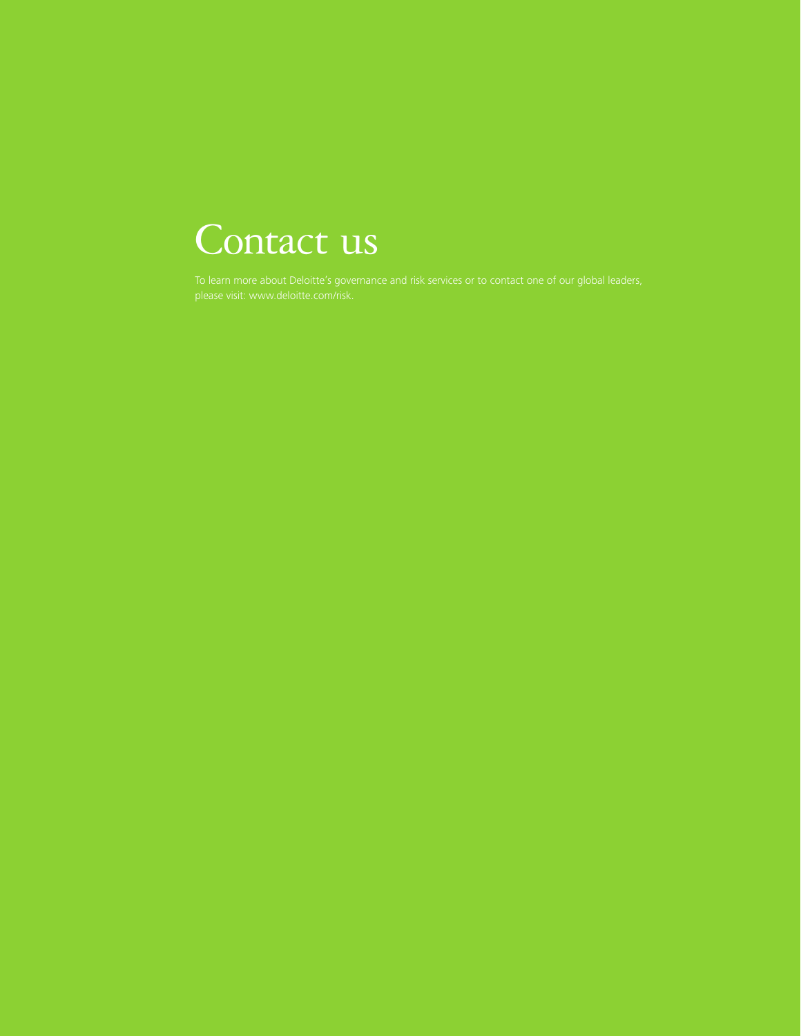# Contact us

To learn more about Deloitte's governance and risk services or to contact one of our global leaders, please visit: www.deloitte.com/risk.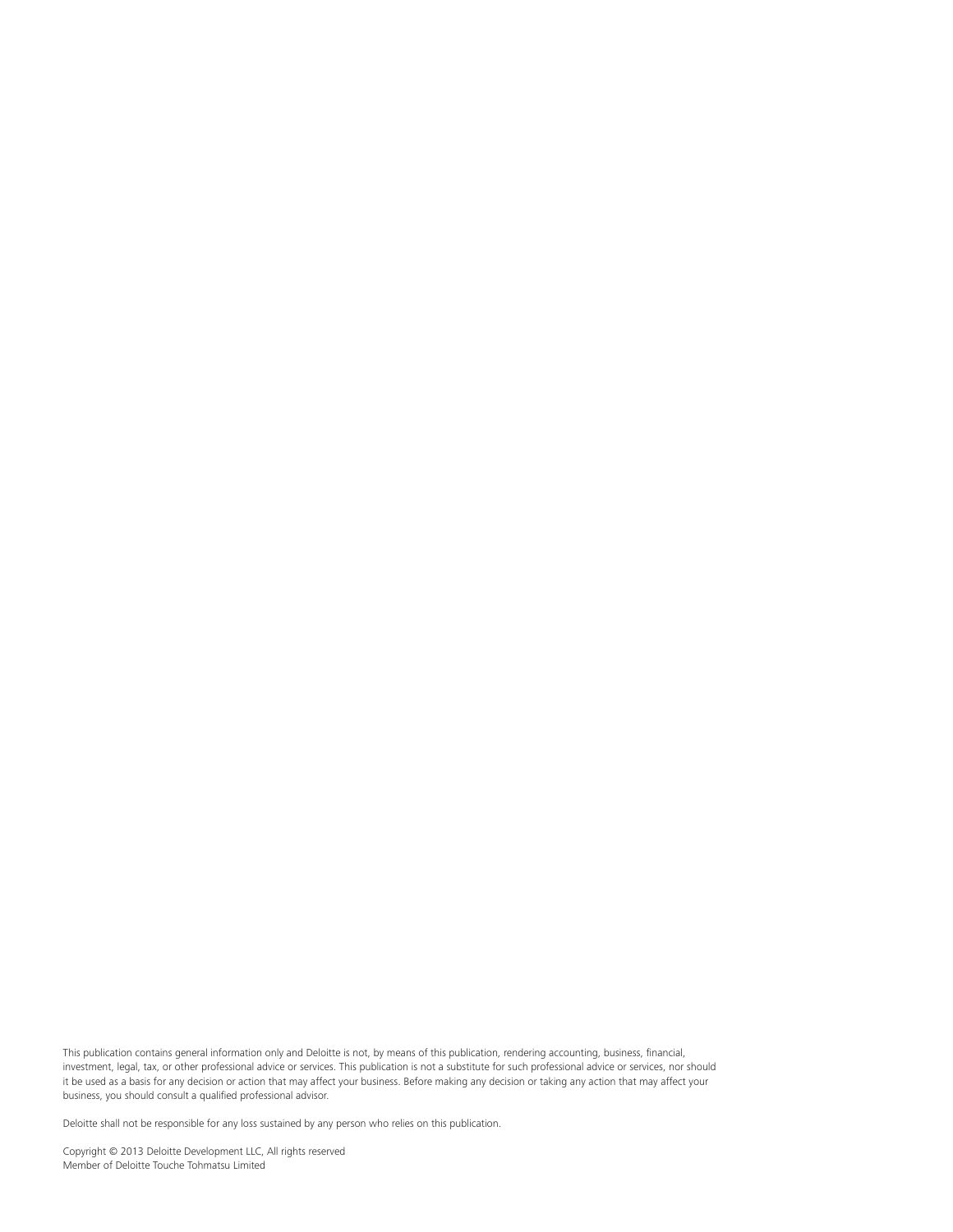This publication contains general information only and Deloitte is not, by means of this publication, rendering accounting, business, financial, investment, legal, tax, or other professional advice or services. This publication is not a substitute for such professional advice or services, nor should it be used as a basis for any decision or action that may affect your business. Before making any decision or taking any action that may affect your business, you should consult a qualified professional advisor.

Deloitte shall not be responsible for any loss sustained by any person who relies on this publication.

Copyright © 2013 Deloitte Development LLC, All rights reserved
Member of Deloitte Touche Tohmatsu Limited